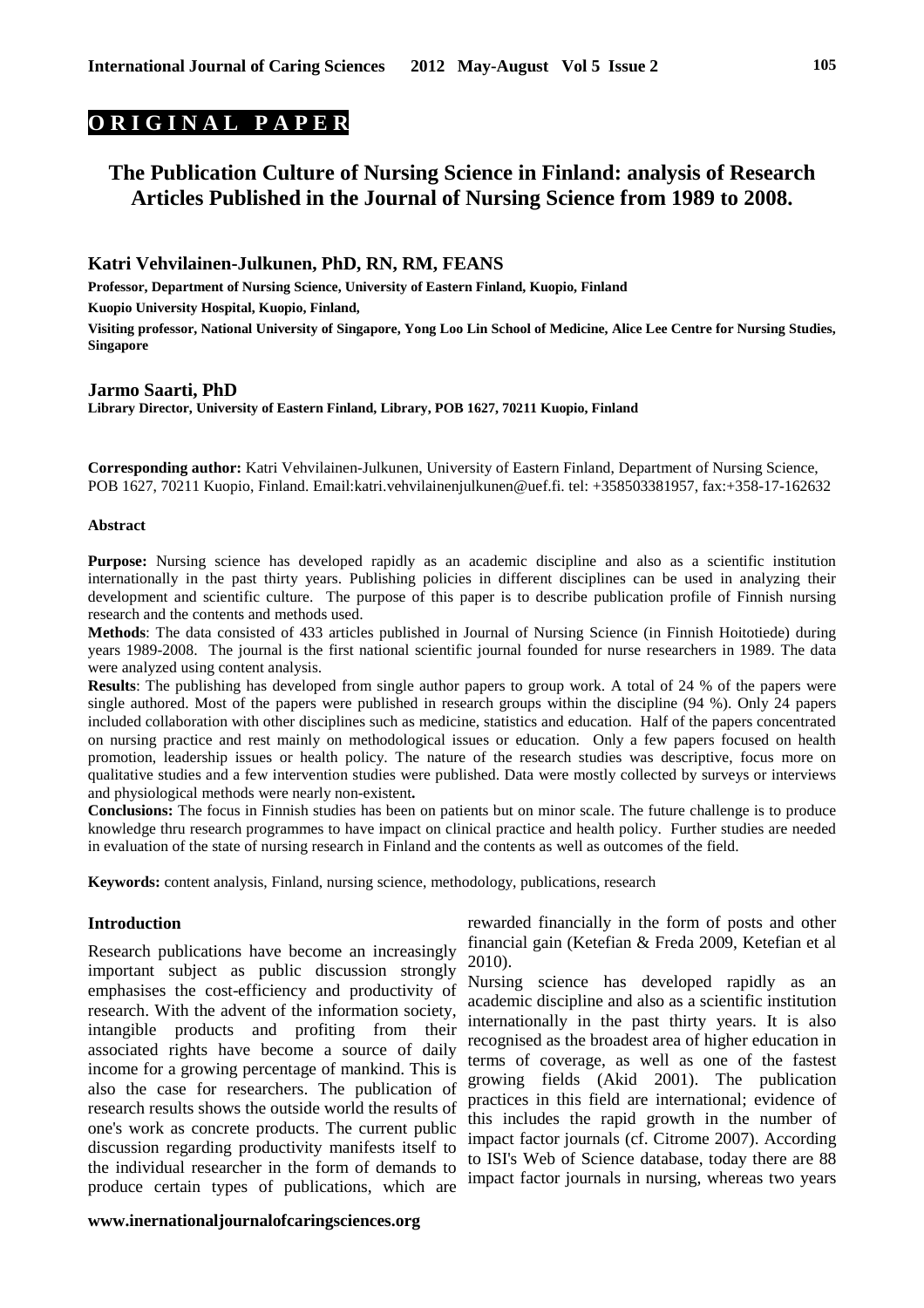**ORIGINAL PAPER**

# The Publication Culture of Nursing Science in Finland: analysis of Research Articles Published in the Journal of Nursing Science from 1989 to 2008.

### Katri Vehvilainen-Julkunen, PhD, RN, RM, FEANS

**Professor, Department of Nursing Science, University of Eastern Finland, Kuopio, Finland**

**Kuopio University Hospital, Kuopio, Finland,**

**Visiting professor, National University of Singapore, Yong Loo Lin School of Medicine, Alice Lee Centre for Nursing Studies, Singapore**

### Jarmo Saarti, PhD

**Library Director, University of Eastern Finland, Library, POB 1627, 70211 Kuopio, Finland**

**Corresponding author:** Katri Vehvilainen-Julkunen, University of Eastern Finland, Department of Nursing Science, POB 1627, 70211 Kuopio, Finland. Email:katri.vehvilainenjulkunen@uef.fi. tel: +358503381957, fax:+358-17-162632

#### Abstract

**Purpose:** Nursing science has developed rapidly as an academic discipline and also as a scientific institution internationally in the past thirty years. Publishing policies in different disciplines can be used in analyzing their development and scientific culture. The purpose of this paper is to describe publication profile of Finnish nursing research and the contents and methods used.

**Methods**: The data consisted of 433 articles published in Journal of Nursing Science (in Finnish Hoitotiede) during years 1989-2008. The journal is the first national scientific journal founded for nurse researchers in 1989. The data were analyzed using content analysis.

**Results**: The publishing has developed from single author papers to group work. A total of 24 % of the papers were single authored. Most of the papers were published in research groups within the discipline (94 %). Only 24 papers included collaboration with other disciplines such as medicine, statistics and education. Half of the papers concentrated on nursing practice and rest mainly on methodological issues or education. Only a few papers focused on health promotion, leadership issues or health policy. The nature of the research studies was descriptive, focus more on qualitative studies and a few intervention studies were published. Data were mostly collected by surveys or interviews and physiological methods were nearly non-existent**.**

**Conclusions:** The focus in Finnish studies has been on patients but on minor scale. The future challenge is to produce knowledge thru research programmes to have impact on clinical practice and health policy. Further studies are needed in evaluation of the state of nursing research in Finland and the contents as well as outcomes of the field.

**Keywords:** content analysis, Finland, nursing science, methodology, publications, research

## Introduction

Research publications have become an increasingly important subject as public discussion strongly emphasises the cost-efficiency and productivity of research. With the advent of the information society, intangible products and profiting from their associated rights have become a source of daily income for a growing percentage of mankind. This is also the case for researchers. The publication of research results shows the outside world the results of one's work as concrete products. The current public discussion regarding productivity manifests itself to the individual researcher in the form of demands to produce certain types of publications, which are rewarded financially in the form of posts and other financial gain (Ketefian & Freda 2009, Ketefian et al 2010).

Nursing science has developed rapidly as an academic discipline and also as a scientific institution internationally in the past thirty years. It is also recognised as the broadest area of higher education in terms of coverage, as well as one of the fastest growing fields (Akid 2001). The publication practices in this field are international; evidence of this includes the rapid growth in the number of impact factor journals (cf. Citrome 2007). According to ISI's Web of Science database, today there are 88 impact factor journals in nursing, whereas two years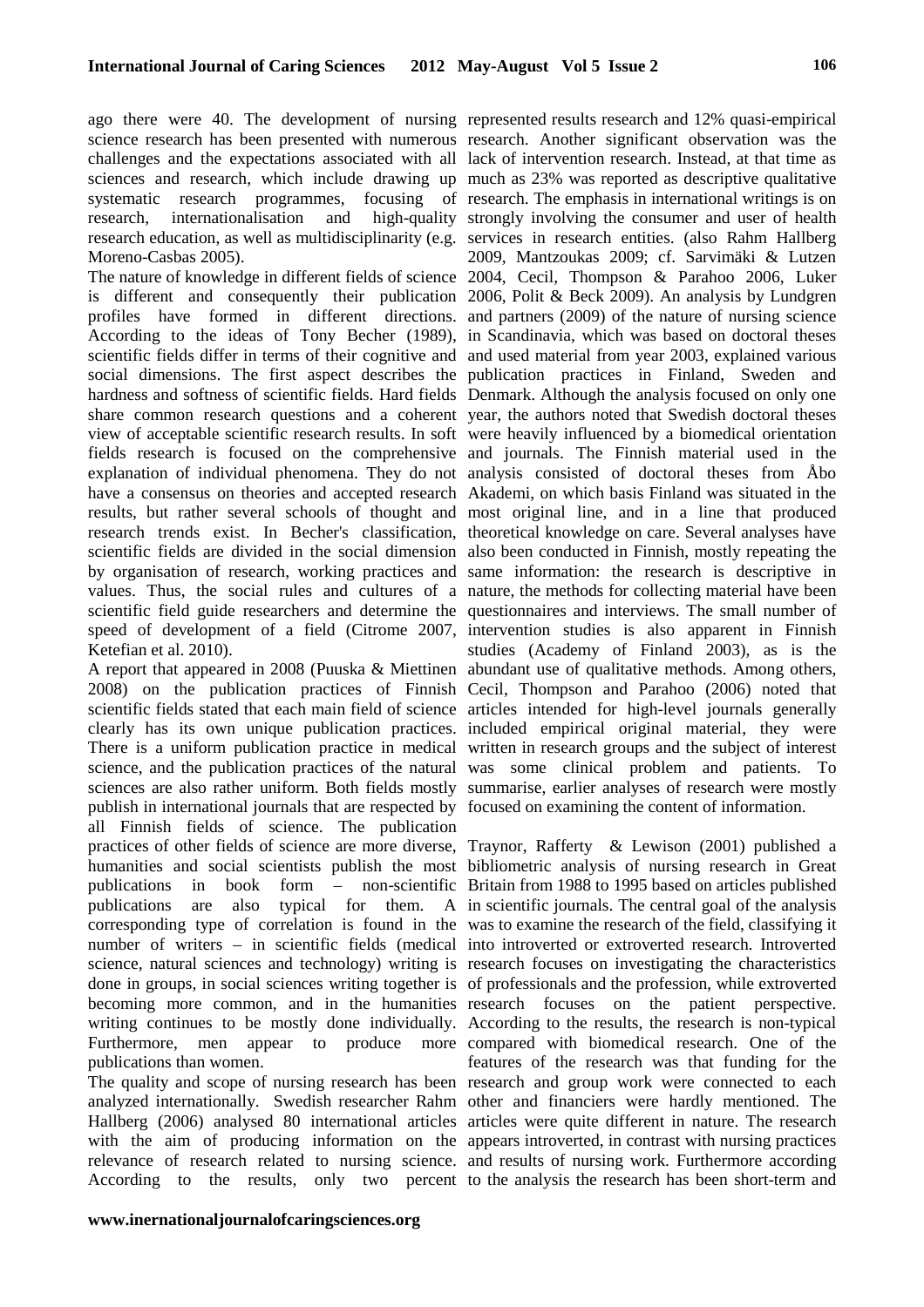ago there were 40. The development of nursing science research has been presented with numerous challenges and the expectations associated with all sciences and research, which include drawing up systematic research programmes, focusing of research, internationalisation and high-quality research education, as well as multidisciplinarity (e.g. Moreno-Casbas 2005).

The nature of knowledge in different fields of science is different and consequently their publication profiles have formed in different directions. According to the ideas of Tony Becher (1989), scientific fields differ in terms of their cognitive and social dimensions. The first aspect describes the hardness and softness of scientific fields. Hard fields share common research questions and a coherent view of acceptable scientific research results. In soft fields research is focused on the comprehensive explanation of individual phenomena. They do not have a consensus on theories and accepted research results, but rather several schools of thought and research trends exist. In Becher's classification, scientific fields are divided in the social dimension by organisation of research, working practices and values. Thus, the social rules and cultures of a scientific field guide researchers and determine the speed of development of a field (Citrome 2007, Ketefian et al. 2010).

A report that appeared in 2008 (Puuska & Miettinen 2008) on the publication practices of Finnish scientific fields stated that each main field of science clearly has its own unique publication practices. There is a uniform publication practice in medical science, and the publication practices of the natural sciences are also rather uniform. Both fields mostly publish in international journals that are respected by all Finnish fields of science. The publication practices of other fields of science are more diverse, humanities and social scientists publish the most publications in book form – non-scientific publications are also typical for them. A corresponding type of correlation is found in the number of writers – in scientific fields (medical science, natural sciences and technology) writing is done in groups, in social sciences writing together is becoming more common, and in the humanities writing continues to be mostly done individually. Furthermore, men appear to produce more publications than women.

The quality and scope of nursing research has been analyzed internationally. Swedish researcher Rahm Hallberg (2006) analysed 80 international articles with the aim of producing information on the relevance of research related to nursing science. According to the results, only two percent represented results research and 12% quasi-empirical research. Another significant observation was the lack of intervention research. Instead, at that time as much as 23% was reported as descriptive qualitative research. The emphasis in international writings is on strongly involving the consumer and user of health services in research entities. (also Rahm Hallberg 2009, Mantzoukas 2009; cf. Sarvimäki & Lutzen 2004, Cecil, Thompson & Parahoo 2006, Luker 2006, Polit & Beck 2009). An analysis by Lundgren and partners (2009) of the nature of nursing science in Scandinavia, which was based on doctoral theses and used material from year 2003, explained various publication practices in Finland, Sweden and Denmark. Although the analysis focused on only one year, the authors noted that Swedish doctoral theses were heavily influenced by a biomedical orientation and journals. The Finnish material used in the analysis consisted of doctoral theses from Åbo Akademi, on which basis Finland was situated in the most original line, and in a line that produced theoretical knowledge on care. Several analyses have also been conducted in Finnish, mostly repeating the same information: the research is descriptive in nature, the methods for collecting material have been questionnaires and interviews. The small number of intervention studies is also apparent in Finnish studies (Academy of Finland 2003), as is the abundant use of qualitative methods. Among others, Cecil, Thompson and Parahoo (2006) noted that articles intended for high-level journals generally included empirical original material, they were written in research groups and the subject of interest was some clinical problem and patients. To summarise, earlier analyses of research were mostly focused on examining the content of information.

Traynor, Rafferty & Lewison (2001) published a bibliometric analysis of nursing research in Great Britain from 1988 to 1995 based on articles published in scientific journals. The central goal of the analysis was to examine the research of the field, classifying it into introverted or extroverted research. Introverted research focuses on investigating the characteristics of professionals and the profession, while extroverted research focuses on the patient perspective. According to the results, the research is non-typical compared with biomedical research. One of the features of the research was that funding for the research and group work were connected to each other and financiers were hardly mentioned. The articles were quite different in nature. The research appears introverted, in contrast with nursing practices and results of nursing work. Furthermore according to the analysis the research has been short-term and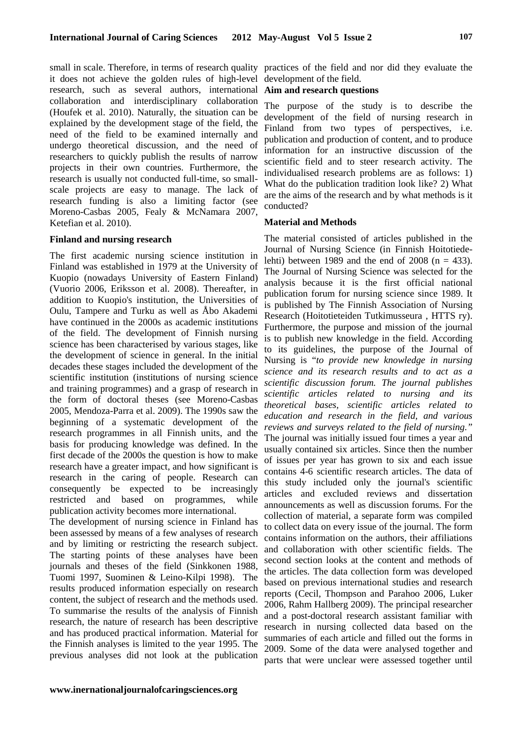small in scale. Therefore, in terms of research quality it does not achieve the golden rules of high-level research, such as several authors, international collaboration and interdisciplinary collaboration (Houfek et al. 2010). Naturally, the situation can be explained by the development stage of the field, the need of the field to be examined internally and undergo theoretical discussion, and the need of researchers to quickly publish the results of narrow projects in their own countries. Furthermore, the research is usually not conducted full-time, so small-scale projects are easy to manage. The lack of research funding is also a limiting factor (see Moreno-Casbas 2005, Fealy & McNamara 2007, Ketefian et al. 2010).

### Finland and nursing research

The first academic nursing science institution in Finland was established in 1979 at the University of Kuopio (nowadays University of Eastern Finland) (Vuorio 2006, Eriksson et al. 2008). Thereafter, in addition to Kuopio's institution, the Universities of Oulu, Tampere and Turku as well as Åbo Akademi have continued in the 2000s as academic institutions of the field. The development of Finnish nursing science has been characterised by various stages, like the development of science in general. In the initial decades these stages included the development of the scientific institution (institutions of nursing science and training programmes) and a grasp of research in the form of doctoral theses (see Moreno-Casbas 2005, Mendoza-Parra et al. 2009). The 1990s saw the beginning of a systematic development of the research programmes in all Finnish units, and the basis for producing knowledge was defined. In the first decade of the 2000s the question is how to make research have a greater impact, and how significant is research in the caring of people. Research can consequently be expected to be increasingly restricted and based on programmes, while publication activity becomes more international.

The development of nursing science in Finland has been assessed by means of a few analyses of research and by limiting or restricting the research subject. The starting points of these analyses have been journals and theses of the field (Sinkkonen 1988, Tuomi 1997, Suominen & Leino-Kilpi 1998). The results produced information especially on research content, the subject of research and the methods used. To summarise the results of the analysis of Finnish research, the nature of research has been descriptive and has produced practical information. Material for the Finnish analyses is limited to the year 1995. The previous analyses did not look at the publication practices of the field and nor did they evaluate the development of the field.

### Aim and research questions

The purpose of the study is to describe the development of the field of nursing research in Finland from two types of perspectives, i.e. publication and production of content, and to produce information for an instructive discussion of the scientific field and to steer research activity. The individualised research problems are as follows: 1) What do the publication tradition look like? 2) What are the aims of the research and by what methods is it conducted?

### Material and Methods

The material consisted of articles published in the Journal of Nursing Science (in Finnish Hoitotiede-lehti) between 1989 and the end of 2008 (n = 433). The Journal of Nursing Science was selected for the analysis because it is the first official national publication forum for nursing science since 1989. It is published by The Finnish Association of Nursing Research (Hoitotieteiden Tutkimusseura , HTTS ry). Furthermore, the purpose and mission of the journal is to publish new knowledge in the field. According to its guidelines, the purpose of the Journal of Nursing is "*to provide new knowledge in nursing science and its research results and to act as a scientific discussion forum. The journal publishes scientific articles related to nursing and its theoretical bases, scientific articles related to education and research in the field, and various reviews and surveys related to the field of nursing.*" The journal was initially issued four times a year and usually contained six articles. Since then the number of issues per year has grown to six and each issue contains 4-6 scientific research articles. The data of this study included only the journal's scientific articles and excluded reviews and dissertation announcements as well as discussion forums. For the collection of material, a separate form was compiled to collect data on every issue of the journal. The form contains information on the authors, their affiliations and collaboration with other scientific fields. The second section looks at the content and methods of the articles. The data collection form was developed based on previous international studies and research reports (Cecil, Thompson and Parahoo 2006, Luker 2006, Rahm Hallberg 2009). The principal researcher and a post-doctoral research assistant familiar with research in nursing collected data based on the summaries of each article and filled out the forms in 2009. Some of the data were analysed together and parts that were unclear were assessed together until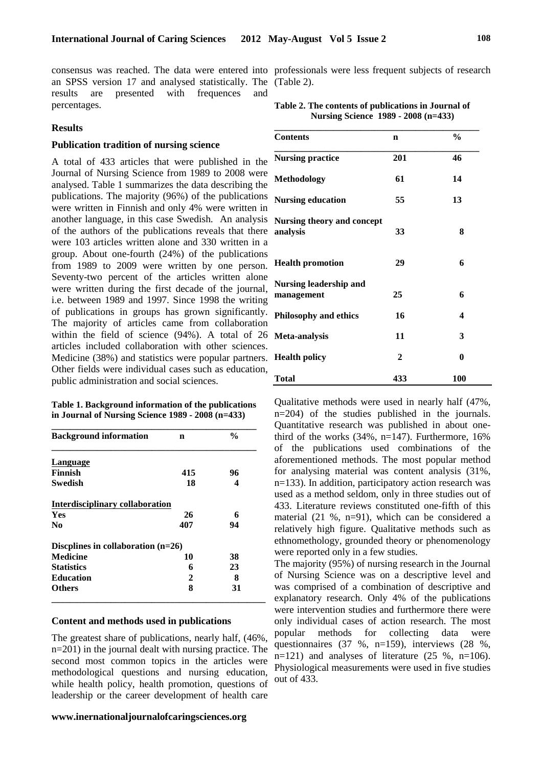consensus was reached. The data were entered into an SPSS version 17 and analysed statistically. The results are presented with frequences and percentages.

## Results

### Publication tradition of nursing science

A total of 433 articles that were published in the Journal of Nursing Science from 1989 to 2008 were analysed. Table 1 summarizes the data describing the publications. The majority (96%) of the publications were written in Finnish and only 4% were written in another language, in this case Swedish. An analysis of the authors of the publications reveals that there were 103 articles written alone and 330 written in a group. About one-fourth (24%) of the publications from 1989 to 2009 were written by one person. Seventy-two percent of the articles written alone were written during the first decade of the journal, i.e. between 1989 and 1997. Since 1998 the writing of publications in groups has grown significantly. The majority of articles came from collaboration within the field of science (94%). A total of 26 articles included collaboration with other sciences. Medicine (38%) and statistics were popular partners. Other fields were individual cases such as education, public administration and social sciences.

**Table 1. Background information of the publications in Journal of Nursing Science 1989 - 2008 (n=433)**

| Background information | n | % |
|---|---|---|
| **Language** | | |
| **Finnish** | **415** | **96** |
| **Swedish** | **18** | **4** |
| **Interdisciplinary collaboration** | | |
| **Yes** | **26** | **6** |
| **No** | **407** | **94** |
| **Discplines in collaboration (n=26)** | | |
| **Medicine** | **10** | **38** |
| **Statistics** | **6** | **23** |
| **Education** | **2** | **8** |
| **Others** | **8** | **31** |

### Content and methods used in publications

The greatest share of publications, nearly half, (46%, n=201) in the journal dealt with nursing practice. The second most common topics in the articles were methodological questions and nursing education, while health policy, health promotion, questions of leadership or the career development of health care professionals were less frequent subjects of research (Table 2).

**Table 2. The contents of publications in Journal of Nursing Science 1989 - 2008 (n=433)**

| Contents | n | % |
|---|---|---|
| **Nursing practice** | **201** | **46** |
| **Methodology** | **61** | **14** |
| **Nursing education** | **55** | **13** |
| **Nursing theory and concept analysis** | **33** | **8** |
| **Health promotion** | **29** | **6** |
| **Nursing leadership and management** | **25** | **6** |
| **Philosophy and ethics** | **16** | **4** |
| **Meta-analysis** | **11** | **3** |
| **Health policy** | **2** | **0** |
| **Total** | **433** | **100** |

Qualitative methods were used in nearly half (47%, n=204) of the studies published in the journals. Quantitative research was published in about one-third of the works (34%, n=147). Furthermore, 16% of the publications used combinations of the aforementioned methods. The most popular method for analysing material was content analysis (31%, n=133). In addition, participatory action research was used as a method seldom, only in three studies out of 433. Literature reviews constituted one-fifth of this material (21 %, n=91), which can be considered a relatively high figure. Qualitative methods such as ethnomethology, grounded theory or phenomenology were reported only in a few studies.

The majority (95%) of nursing research in the Journal of Nursing Science was on a descriptive level and was comprised of a combination of descriptive and explanatory research. Only 4% of the publications were intervention studies and furthermore there were only individual cases of action research. The most popular methods for collecting data were questionnaires (37 %, n=159), interviews (28 %, n=121) and analyses of literature (25 %, n=106). Physiological measurements were used in five studies out of 433.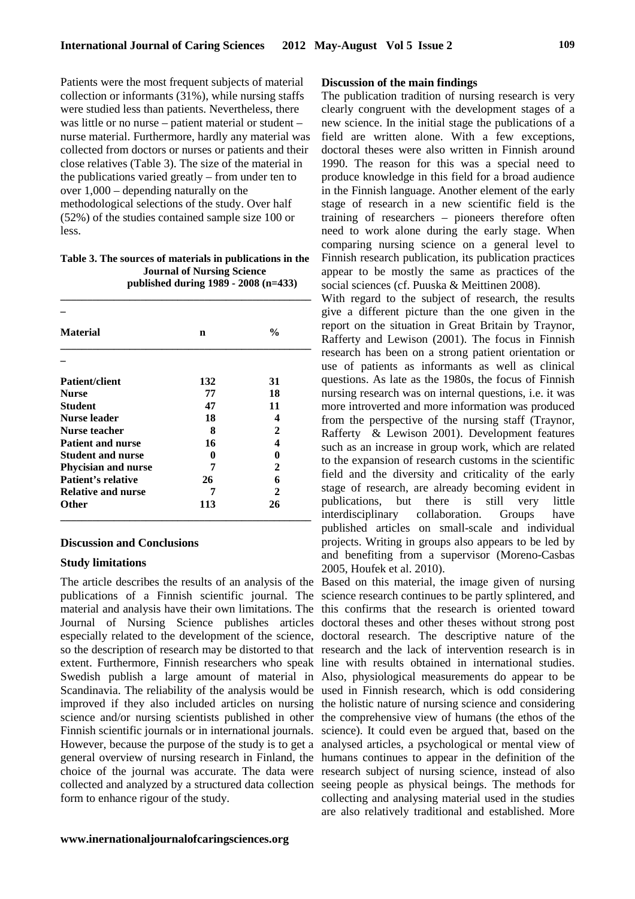Patients were the most frequent subjects of material collection or informants (31%), while nursing staffs were studied less than patients. Nevertheless, there was little or no nurse – patient material or student – nurse material. Furthermore, hardly any material was collected from doctors or nurses or patients and their close relatives (Table 3). The size of the material in the publications varied greatly – from under ten to over 1,000 – depending naturally on the methodological selections of the study. Over half (52%) of the studies contained sample size 100 or less.

**Table 3. The sources of materials in publications in the Journal of Nursing Science published during 1989 - 2008 (n=433)**

| Material | n | % |
|---|---|---|
| Patient/client | 132 | 31 |
| Nurse | 77 | 18 |
| Student | 47 | 11 |
| Nurse leader | 18 | 4 |
| Nurse teacher | 8 | 2 |
| Patient and nurse | 16 | 4 |
| Student and nurse | 0 | 0 |
| Phycisian and nurse | 7 | 2 |
| Patient's relative | 26 | 6 |
| Relative and nurse | 7 | 2 |
| Other | 113 | 26 |

## Discussion and Conclusions

### Study limitations

The article describes the results of an analysis of the publications of a Finnish scientific journal. The material and analysis have their own limitations. The Journal of Nursing Science publishes articles especially related to the development of the science, so the description of research may be distorted to that extent. Furthermore, Finnish researchers who speak Swedish publish a large amount of material in Scandinavia. The reliability of the analysis would be improved if they also included articles on nursing science and/or nursing scientists published in other Finnish scientific journals or in international journals. However, because the purpose of the study is to get a general overview of nursing research in Finland, the choice of the journal was accurate. The data were collected and analyzed by a structured data collection form to enhance rigour of the study.

### Discussion of the main findings

The publication tradition of nursing research is very clearly congruent with the development stages of a new science. In the initial stage the publications of a field are written alone. With a few exceptions, doctoral theses were also written in Finnish around 1990. The reason for this was a special need to produce knowledge in this field for a broad audience in the Finnish language. Another element of the early stage of research in a new scientific field is the training of researchers – pioneers therefore often need to work alone during the early stage. When comparing nursing science on a general level to Finnish research publication, its publication practices appear to be mostly the same as practices of the social sciences (cf. Puuska & Meittinen 2008).

With regard to the subject of research, the results give a different picture than the one given in the report on the situation in Great Britain by Traynor, Rafferty and Lewison (2001). The focus in Finnish research has been on a strong patient orientation or use of patients as informants as well as clinical questions. As late as the 1980s, the focus of Finnish nursing research was on internal questions, i.e. it was more introverted and more information was produced from the perspective of the nursing staff (Traynor, Rafferty & Lewison 2001). Development features such as an increase in group work, which are related to the expansion of research customs in the scientific field and the diversity and criticality of the early stage of research, are already becoming evident in publications, but there is still very little interdisciplinary collaboration. Groups have published articles on small-scale and individual projects. Writing in groups also appears to be led by and benefiting from a supervisor (Moreno-Casbas 2005, Houfek et al. 2010).

Based on this material, the image given of nursing science research continues to be partly splintered, and this confirms that the research is oriented toward doctoral theses and other theses without strong post doctoral research. The descriptive nature of the research and the lack of intervention research is in line with results obtained in international studies. Also, physiological measurements do appear to be used in Finnish research, which is odd considering the holistic nature of nursing science and considering the comprehensive view of humans (the ethos of the science). It could even be argued that, based on the analysed articles, a psychological or mental view of humans continues to appear in the definition of the research subject of nursing science, instead of also seeing people as physical beings. The methods for collecting and analysing material used in the studies are also relatively traditional and established. More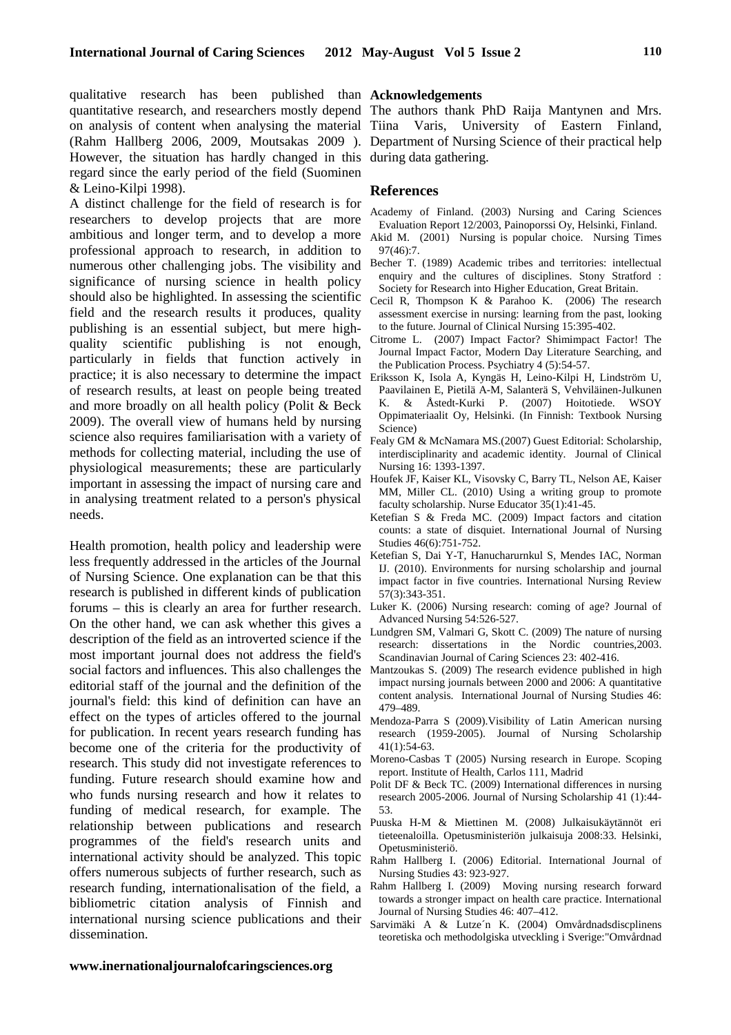qualitative research has been published than quantitative research, and researchers mostly depend on analysis of content when analysing the material (Rahm Hallberg 2006, 2009, Moutsakas 2009 ). However, the situation has hardly changed in this regard since the early period of the field (Suominen & Leino-Kilpi 1998).

A distinct challenge for the field of research is for researchers to develop projects that are more ambitious and longer term, and to develop a more professional approach to research, in addition to numerous other challenging jobs. The visibility and significance of nursing science in health policy should also be highlighted. In assessing the scientific field and the research results it produces, quality publishing is an essential subject, but mere high-quality scientific publishing is not enough, particularly in fields that function actively in practice; it is also necessary to determine the impact of research results, at least on people being treated and more broadly on all health policy (Polit & Beck 2009). The overall view of humans held by nursing science also requires familiarisation with a variety of methods for collecting material, including the use of physiological measurements; these are particularly important in assessing the impact of nursing care and in analysing treatment related to a person's physical needs.

Health promotion, health policy and leadership were less frequently addressed in the articles of the Journal of Nursing Science. One explanation can be that this research is published in different kinds of publication forums – this is clearly an area for further research. On the other hand, we can ask whether this gives a description of the field as an introverted science if the most important journal does not address the field's social factors and influences. This also challenges the editorial staff of the journal and the definition of the journal's field: this kind of definition can have an effect on the types of articles offered to the journal for publication. In recent years research funding has become one of the criteria for the productivity of research. This study did not investigate references to funding. Future research should examine how and who funds nursing research and how it relates to funding of medical research, for example. The relationship between publications and research programmes of the field's research units and international activity should be analyzed. This topic offers numerous subjects of further research, such as research funding, internationalisation of the field, a bibliometric citation analysis of Finnish and international nursing science publications and their dissemination.

**Acknowledgements**

The authors thank PhD Raija Mantynen and Mrs. Tiina Varis, University of Eastern Finland, Department of Nursing Science of their practical help during data gathering.

## References

Academy of Finland. (2003) Nursing and Caring Sciences Evaluation Report 12/2003, Painoporssi Oy, Helsinki, Finland.

Akid M. (2001) Nursing is popular choice. Nursing Times 97(46):7.

Becher T. (1989) Academic tribes and territories: intellectual enquiry and the cultures of disciplines. Stony Stratford : Society for Research into Higher Education, Great Britain.

Cecil R, Thompson K & Parahoo K. (2006) The research assessment exercise in nursing: learning from the past, looking to the future. Journal of Clinical Nursing 15:395-402.

Citrome L. (2007) Impact Factor? Shimimpact Factor! The Journal Impact Factor, Modern Day Literature Searching, and the Publication Process. Psychiatry 4 (5):54-57.

Eriksson K, Isola A, Kyngäs H, Leino-Kilpi H, Lindström U, Paavilainen E, Pietilä A-M, Salanterä S, Vehviläinen-Julkunen K. & Åstedt-Kurki P. (2007) Hoitotiede. WSOY Oppimateriaalit Oy, Helsinki. (In Finnish: Textbook Nursing Science)

Fealy GM & McNamara MS.(2007) Guest Editorial: Scholarship, interdisciplinarity and academic identity. Journal of Clinical Nursing 16: 1393-1397.

Houfek JF, Kaiser KL, Visovsky C, Barry TL, Nelson AE, Kaiser MM, Miller CL. (2010) Using a writing group to promote faculty scholarship. Nurse Educator 35(1):41-45.

Ketefian S & Freda MC. (2009) Impact factors and citation counts: a state of disquiet. International Journal of Nursing Studies 46(6):751-752.

Ketefian S, Dai Y-T, Hanucharurnkul S, Mendes IAC, Norman IJ. (2010). Environments for nursing scholarship and journal impact factor in five countries. International Nursing Review 57(3):343-351.

Luker K. (2006) Nursing research: coming of age? Journal of Advanced Nursing 54:526-527.

Lundgren SM, Valmari G, Skott C. (2009) The nature of nursing research: dissertations in the Nordic countries,2003. Scandinavian Journal of Caring Sciences 23: 402-416.

Mantzoukas S. (2009) The research evidence published in high impact nursing journals between 2000 and 2006: A quantitative content analysis. International Journal of Nursing Studies 46: 479–489.

Mendoza-Parra S (2009).Visibility of Latin American nursing research (1959-2005). Journal of Nursing Scholarship 41(1):54-63.

Moreno-Casbas T (2005) Nursing research in Europe. Scoping report. Institute of Health, Carlos 111, Madrid

Polit DF & Beck TC. (2009) International differences in nursing research 2005-2006. Journal of Nursing Scholarship 41 (1):44-53.

Puuska H-M & Miettinen M. (2008) Julkaisukäytännöt eri tieteenaloilla. Opetusministeriön julkaisuja 2008:33. Helsinki, Opetusministeriö.

Rahm Hallberg I. (2006) Editorial. International Journal of Nursing Studies 43: 923-927.

Rahm Hallberg I. (2009) Moving nursing research forward towards a stronger impact on health care practice. International Journal of Nursing Studies 46: 407–412.

Sarvimäki A & Lutze´n K. (2004) Omvårdnadsdiscplinens teoretiska och methodolgiska utveckling i Sverige:"Omvårdnad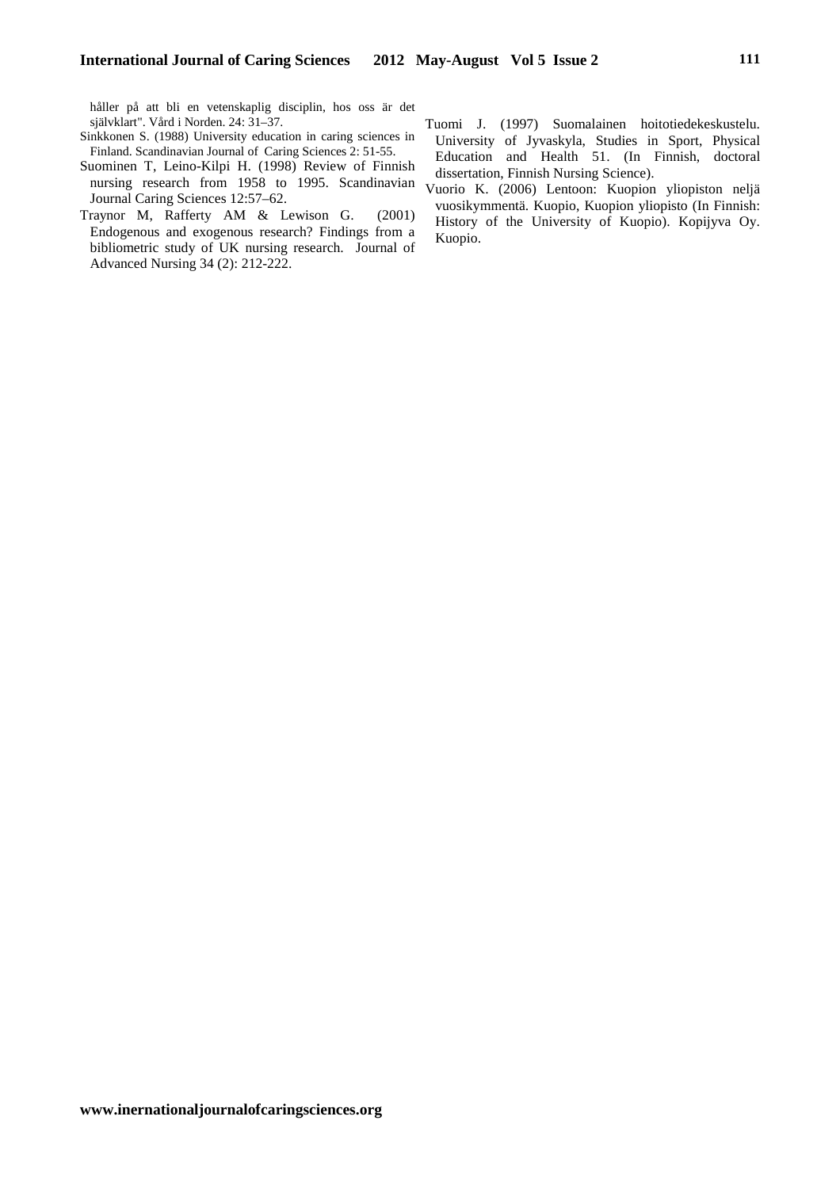håller på att bli en vetenskaplig disciplin, hos oss är det självklart". Vård i Norden. 24: 31–37.

Sinkkonen S. (1988) University education in caring sciences in Finland. Scandinavian Journal of Caring Sciences 2: 51-55.

Suominen T, Leino-Kilpi H. (1998) Review of Finnish nursing research from 1958 to 1995. Scandinavian Journal Caring Sciences 12:57–62.

Traynor M, Rafferty AM & Lewison G. (2001) Endogenous and exogenous research? Findings from a bibliometric study of UK nursing research. Journal of Advanced Nursing 34 (2): 212-222.

Tuomi J. (1997) Suomalainen hoitotiedekeskustelu. University of Jyvaskyla, Studies in Sport, Physical Education and Health 51. (In Finnish, doctoral dissertation, Finnish Nursing Science).

Vuorio K. (2006) Lentoon: Kuopion yliopiston neljä vuosikymmentä. Kuopio, Kuopion yliopisto (In Finnish: History of the University of Kuopio). Kopijyva Oy. Kuopio.